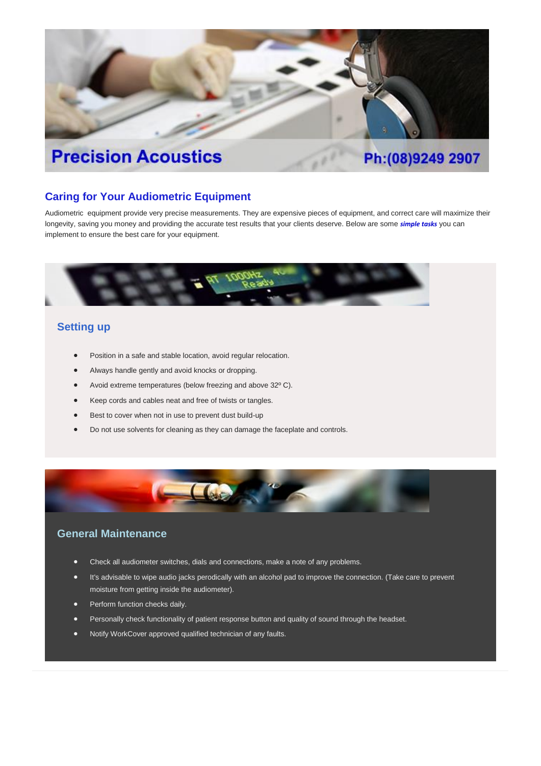# Precision Acoustics

Ph:(08)9249 2907

## Caring for Your Audiometric Equipment

Audiometric equipment provide very precise measurements. They are expensive pieces of equipment, and correct care will maximize their longevity, saving you money and providing the accurate test results that your clients deserve. Below are some ***simple tasks*** you can implement to ensure the best care for your equipment.

### Setting up

- Position in a safe and stable location, avoid regular relocation.
- Always handle gently and avoid knocks or dropping.
- Avoid extreme temperatures (below freezing and above 32º C).
- Keep cords and cables neat and free of twists or tangles.
- Best to cover when not in use to prevent dust build-up
- Do not use solvents for cleaning as they can damage the faceplate and controls.

### General Maintenance

- Check all audiometer switches, dials and connections, make a note of any problems.
- It's advisable to wipe audio jacks perodically with an alcohol pad to improve the connection. (Take care to prevent moisture from getting inside the audiometer).
- Perform function checks daily.
- Personally check functionality of patient response button and quality of sound through the headset.
- Notify WorkCover approved qualified technician of any faults.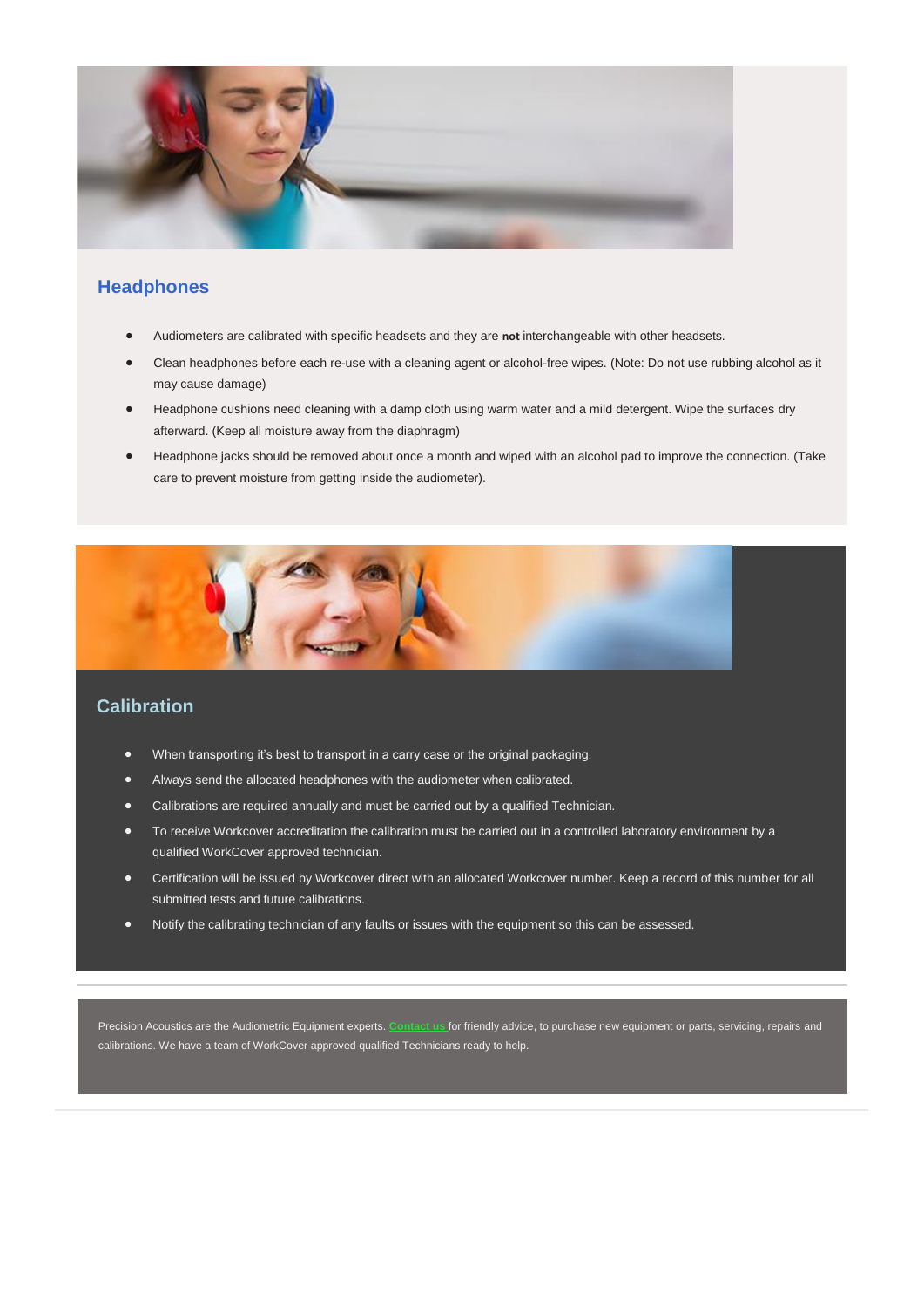## Headphones

- Audiometers are calibrated with specific headsets and they are **not** interchangeable with other headsets.
- Clean headphones before each re-use with a cleaning agent or alcohol-free wipes. (Note: Do not use rubbing alcohol as it may cause damage)
- Headphone cushions need cleaning with a damp cloth using warm water and a mild detergent. Wipe the surfaces dry afterward. (Keep all moisture away from the diaphragm)
- Headphone jacks should be removed about once a month and wiped with an alcohol pad to improve the connection. (Take care to prevent moisture from getting inside the audiometer).

## Calibration

- When transporting it's best to transport in a carry case or the original packaging.
- Always send the allocated headphones with the audiometer when calibrated.
- Calibrations are required annually and must be carried out by a qualified Technician.
- To receive Workcover accreditation the calibration must be carried out in a controlled laboratory environment by a qualified WorkCover approved technician.
- Certification will be issued by Workcover direct with an allocated Workcover number. Keep a record of this number for all submitted tests and future calibrations.
- Notify the calibrating technician of any faults or issues with the equipment so this can be assessed.

Precision Acoustics are the Audiometric Equipment experts. Contact us for friendly advice, to purchase new equipment or parts, servicing, repairs and calibrations. We have a team of WorkCover approved qualified Technicians ready to help.